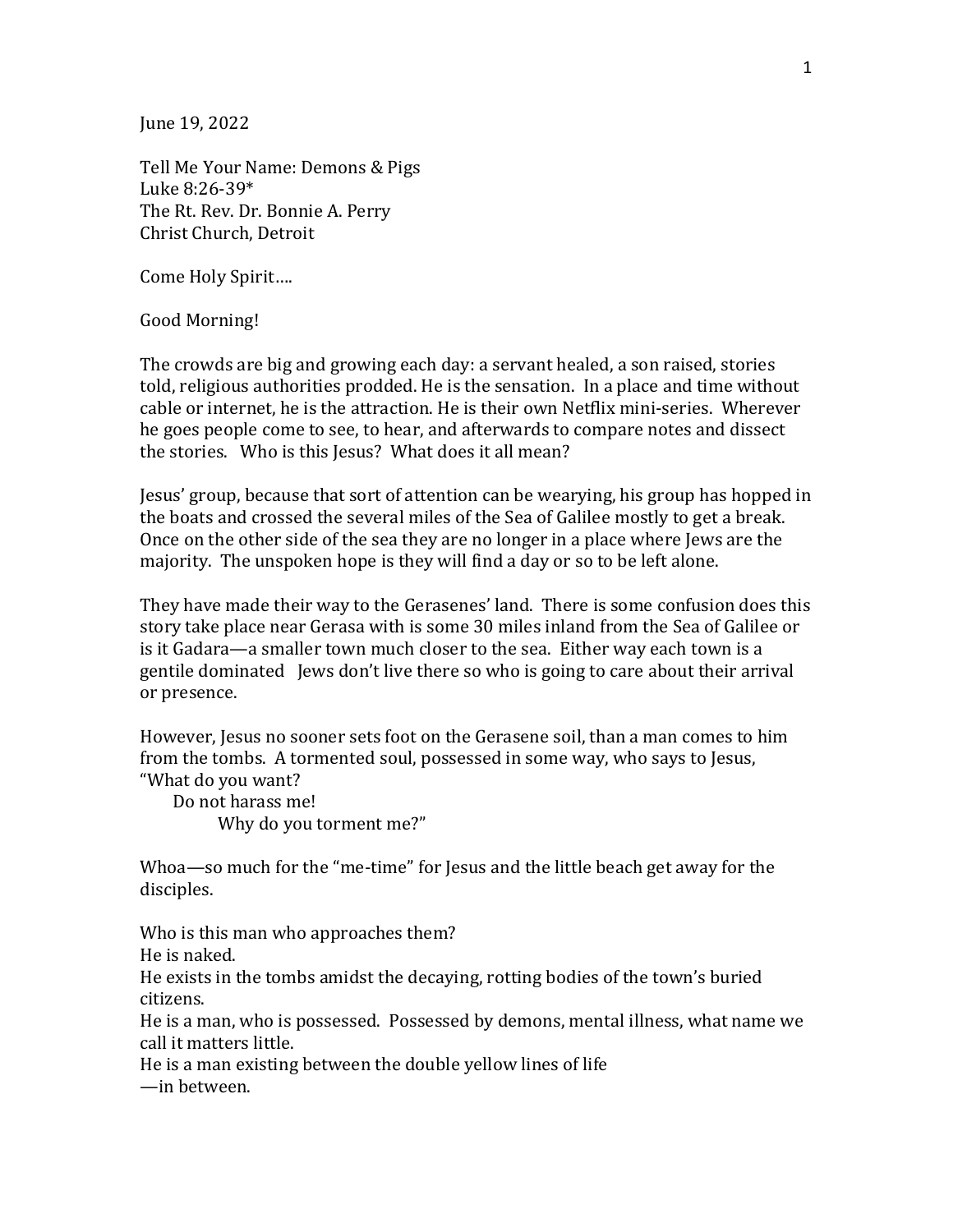June 19, 2022

Tell Me Your Name: Demons & Pigs
Luke 8:26-39*
The Rt. Rev. Dr. Bonnie A. Perry
Christ Church, Detroit

Come Holy Spirit….

Good Morning!

The crowds are big and growing each day: a servant healed, a son raised, stories told, religious authorities prodded. He is the sensation. In a place and time without cable or internet, he is the attraction. He is their own Netflix mini-series. Wherever he goes people come to see, to hear, and afterwards to compare notes and dissect the stories. Who is this Jesus? What does it all mean?

Jesus' group, because that sort of attention can be wearying, his group has hopped in the boats and crossed the several miles of the Sea of Galilee mostly to get a break. Once on the other side of the sea they are no longer in a place where Jews are the majority. The unspoken hope is they will find a day or so to be left alone.

They have made their way to the Gerasenes' land. There is some confusion does this story take place near Gerasa with is some 30 miles inland from the Sea of Galilee or is it Gadara—a smaller town much closer to the sea. Either way each town is a gentile dominated Jews don't live there so who is going to care about their arrival or presence.

However, Jesus no sooner sets foot on the Gerasene soil, than a man comes to him from the tombs. A tormented soul, possessed in some way, who says to Jesus,
"What do you want?
Do not harass me!
Why do you torment me?"

Whoa—so much for the "me-time" for Jesus and the little beach get away for the disciples.

Who is this man who approaches them?
He is naked.
He exists in the tombs amidst the decaying, rotting bodies of the town's buried citizens.
He is a man, who is possessed. Possessed by demons, mental illness, what name we call it matters little.
He is a man existing between the double yellow lines of life
—in between.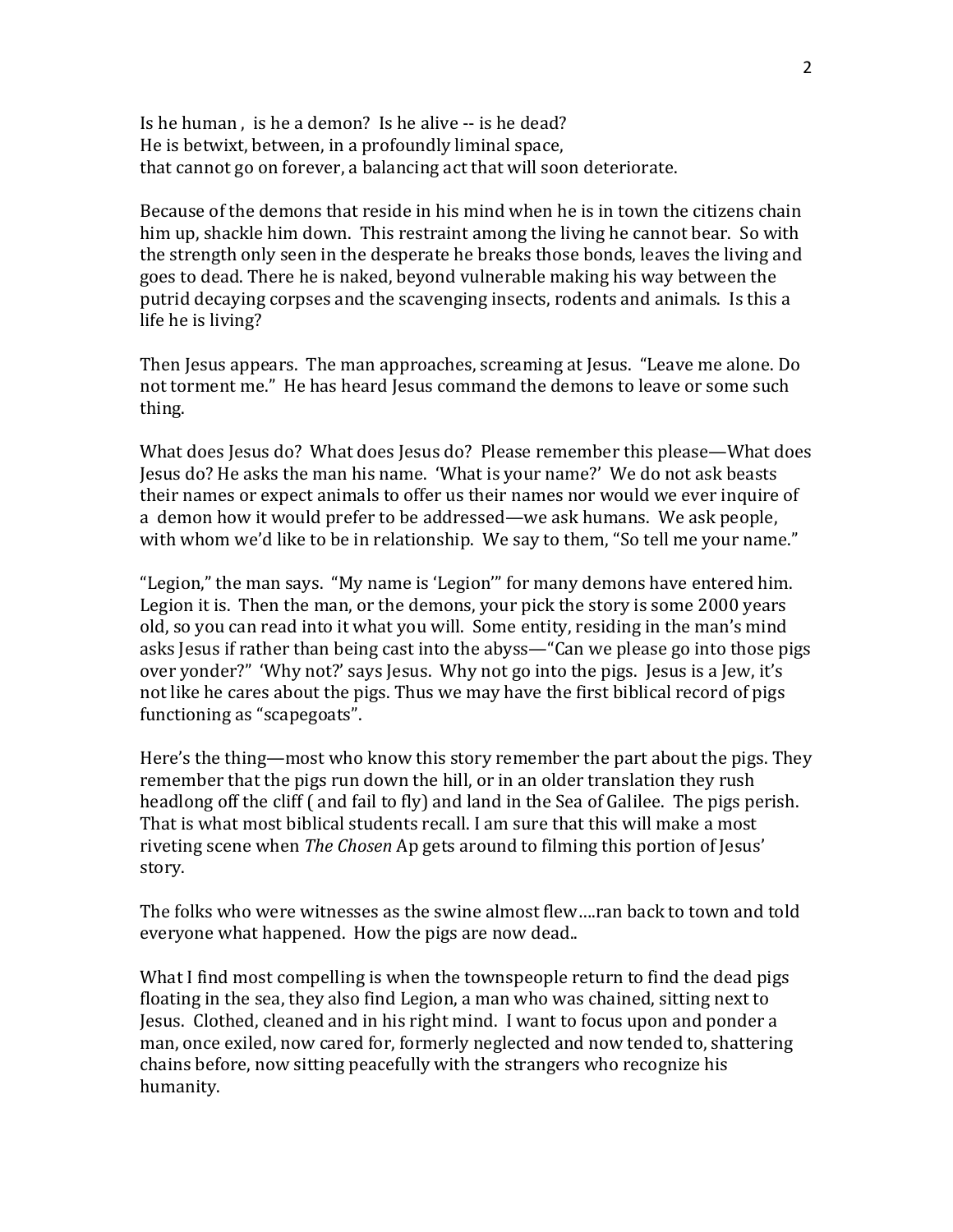Is he human , is he a demon? Is he alive -- is he dead?
He is betwixt, between, in a profoundly liminal space,
that cannot go on forever, a balancing act that will soon deteriorate.

Because of the demons that reside in his mind when he is in town the citizens chain him up, shackle him down. This restraint among the living he cannot bear. So with the strength only seen in the desperate he breaks those bonds, leaves the living and goes to dead. There he is naked, beyond vulnerable making his way between the putrid decaying corpses and the scavenging insects, rodents and animals. Is this a life he is living?

Then Jesus appears. The man approaches, screaming at Jesus. "Leave me alone. Do not torment me." He has heard Jesus command the demons to leave or some such thing.

What does Jesus do? What does Jesus do? Please remember this please—What does Jesus do? He asks the man his name. 'What is your name?' We do not ask beasts their names or expect animals to offer us their names nor would we ever inquire of a demon how it would prefer to be addressed—we ask humans. We ask people, with whom we'd like to be in relationship. We say to them, "So tell me your name."

"Legion," the man says. "My name is 'Legion'" for many demons have entered him. Legion it is. Then the man, or the demons, your pick the story is some 2000 years old, so you can read into it what you will. Some entity, residing in the man's mind asks Jesus if rather than being cast into the abyss—"Can we please go into those pigs over yonder?" 'Why not?' says Jesus. Why not go into the pigs. Jesus is a Jew, it's not like he cares about the pigs. Thus we may have the first biblical record of pigs functioning as "scapegoats".

Here's the thing—most who know this story remember the part about the pigs. They remember that the pigs run down the hill, or in an older translation they rush headlong off the cliff ( and fail to fly) and land in the Sea of Galilee. The pigs perish. That is what most biblical students recall. I am sure that this will make a most riveting scene when *The Chosen* Ap gets around to filming this portion of Jesus' story.

The folks who were witnesses as the swine almost flew….ran back to town and told everyone what happened. How the pigs are now dead..

What I find most compelling is when the townspeople return to find the dead pigs floating in the sea, they also find Legion, a man who was chained, sitting next to Jesus. Clothed, cleaned and in his right mind. I want to focus upon and ponder a man, once exiled, now cared for, formerly neglected and now tended to, shattering chains before, now sitting peacefully with the strangers who recognize his humanity.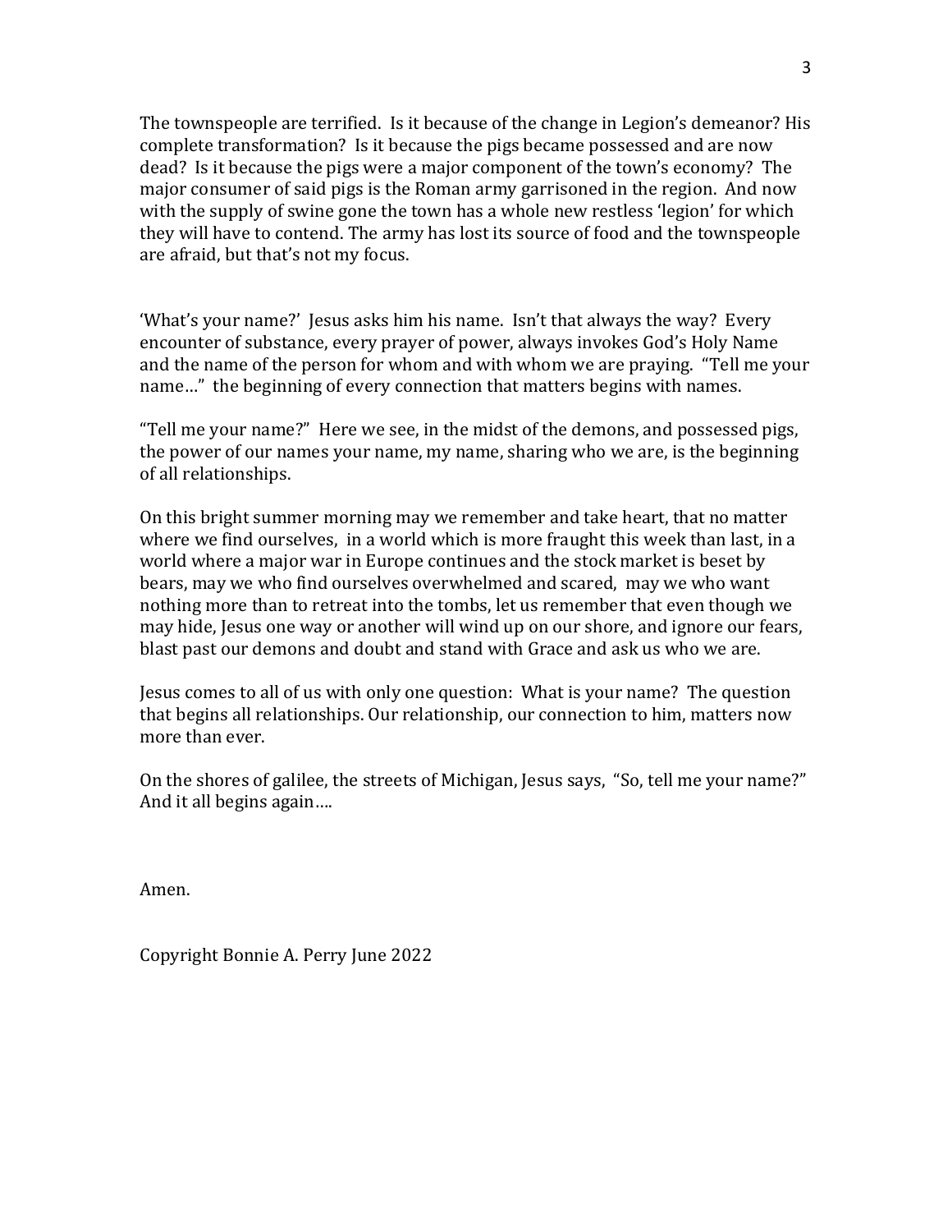The townspeople are terrified. Is it because of the change in Legion's demeanor? His complete transformation? Is it because the pigs became possessed and are now dead? Is it because the pigs were a major component of the town's economy? The major consumer of said pigs is the Roman army garrisoned in the region. And now with the supply of swine gone the town has a whole new restless 'legion' for which they will have to contend. The army has lost its source of food and the townspeople are afraid, but that's not my focus.

'What's your name?' Jesus asks him his name. Isn't that always the way? Every encounter of substance, every prayer of power, always invokes God's Holy Name and the name of the person for whom and with whom we are praying. "Tell me your name…" the beginning of every connection that matters begins with names.

"Tell me your name?" Here we see, in the midst of the demons, and possessed pigs, the power of our names your name, my name, sharing who we are, is the beginning of all relationships.

On this bright summer morning may we remember and take heart, that no matter where we find ourselves, in a world which is more fraught this week than last, in a world where a major war in Europe continues and the stock market is beset by bears, may we who find ourselves overwhelmed and scared, may we who want nothing more than to retreat into the tombs, let us remember that even though we may hide, Jesus one way or another will wind up on our shore, and ignore our fears, blast past our demons and doubt and stand with Grace and ask us who we are.

Jesus comes to all of us with only one question: What is your name? The question that begins all relationships. Our relationship, our connection to him, matters now more than ever.

On the shores of galilee, the streets of Michigan, Jesus says, "So, tell me your name?" And it all begins again….

Amen.

Copyright Bonnie A. Perry June 2022